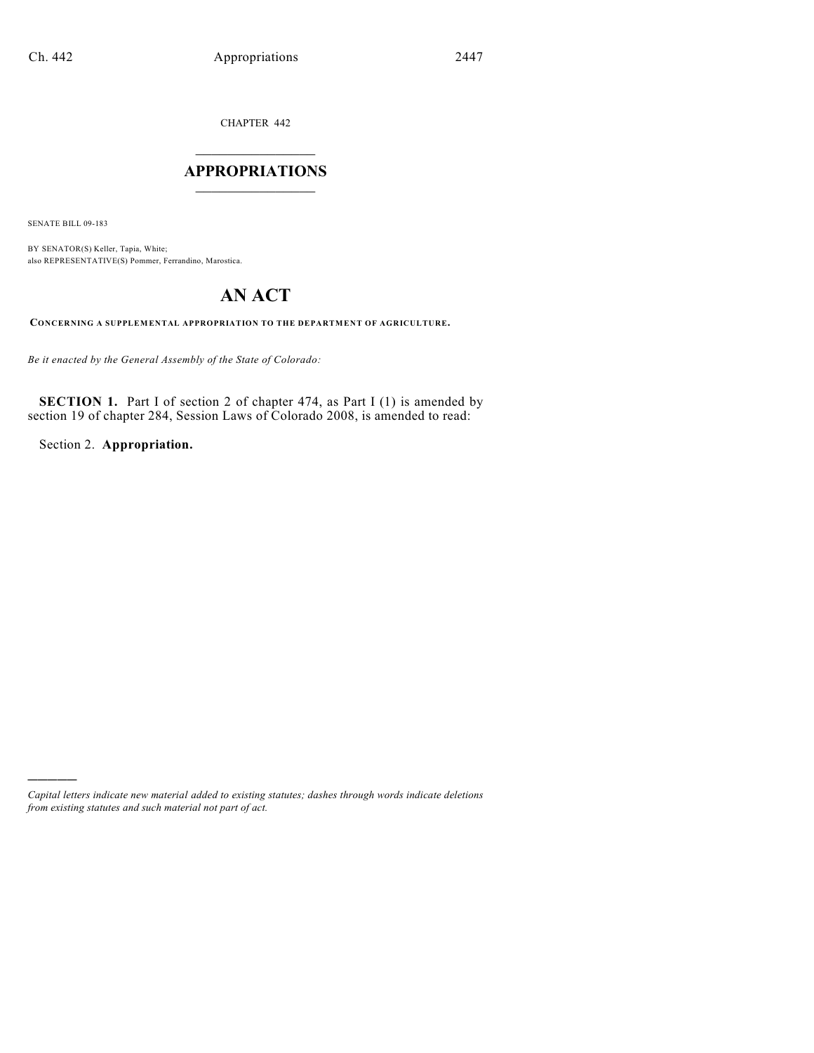CHAPTER 442

# APPROPRIATIONS

SENATE BILL 09-183

BY SENATOR(S) Keller, Tapia, White;
also REPRESENTATIVE(S) Pommer, Ferrandino, Marostica.

# AN ACT

**CONCERNING A SUPPLEMENTAL APPROPRIATION TO THE DEPARTMENT OF AGRICULTURE.**

*Be it enacted by the General Assembly of the State of Colorado:*

**SECTION 1.** Part I of section 2 of chapter 474, as Part I (1) is amended by section 19 of chapter 284, Session Laws of Colorado 2008, is amended to read:

Section 2. **Appropriation.**

---

*Capital letters indicate new material added to existing statutes; dashes through words indicate deletions from existing statutes and such material not part of act.*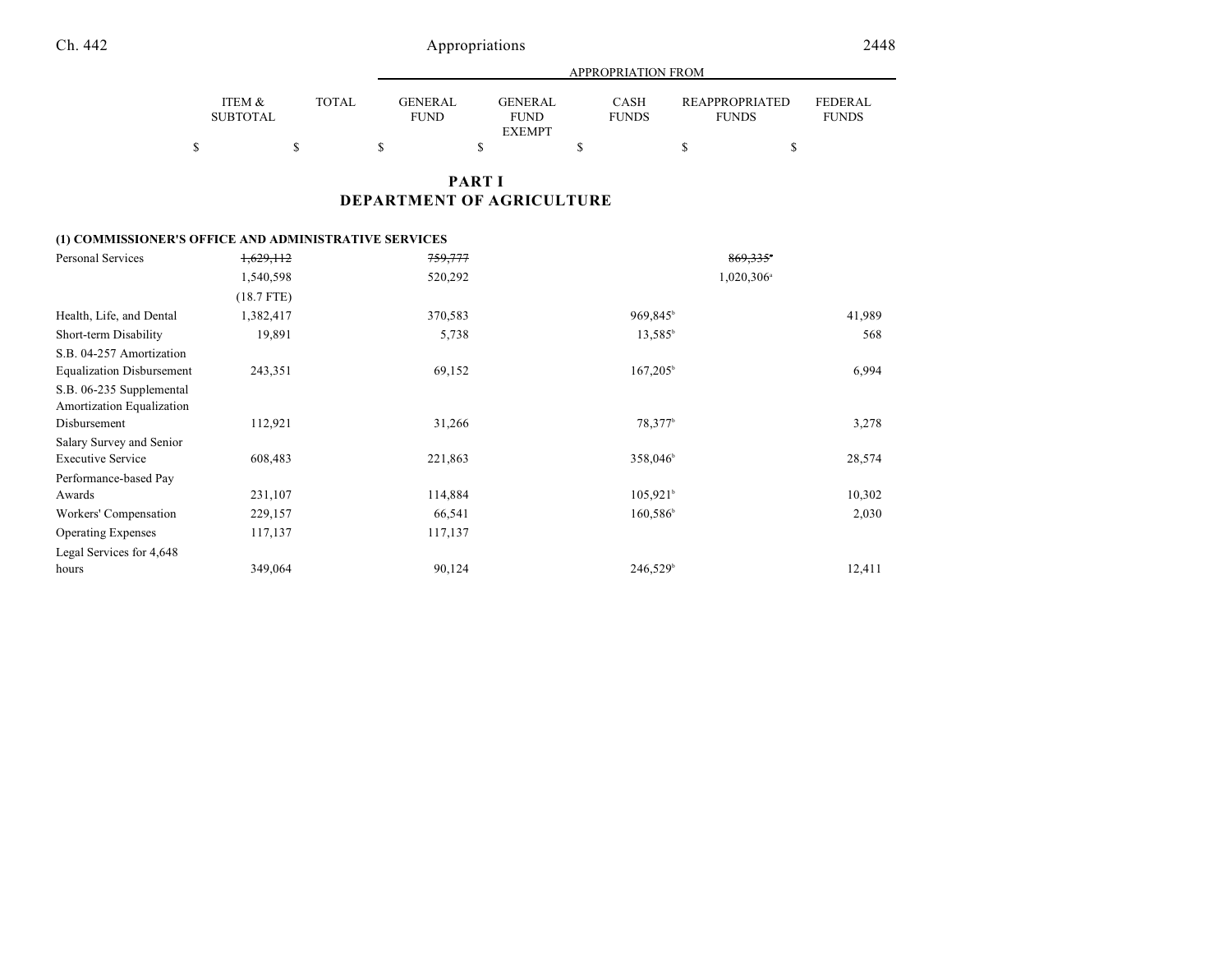| | ITEM & SUBTOTAL | TOTAL | GENERAL FUND | GENERAL FUND EXEMPT | CASH FUNDS | REAPPROPRIATED FUNDS | FEDERAL FUNDS |
|---|---|---|---|---|---|---|---|
| | | | APPROPRIATION FROM | | | | |
| | $ | $ | $ | $ | $ | $ | $ |

# PART I
# DEPARTMENT OF AGRICULTURE

**(1) COMMISSIONER'S OFFICE AND ADMINISTRATIVE SERVICES**

| | ITEM & SUBTOTAL | TOTAL | GENERAL FUND | GENERAL FUND EXEMPT | CASH FUNDS | REAPPROPRIATED FUNDS | FEDERAL FUNDS |
|---|---|---|---|---|---|---|---|
| Personal Services | ~~1,629,112~~ | | ~~759,777~~ | | | ~~869,335~~[a] | |
| | 1,540,598 | | 520,292 | | | 1,020,306[a] | |
| | (18.7 FTE) | | | | | | |
| Health, Life, and Dental | 1,382,417 | | 370,583 | | 969,845[b] | | 41,989 |
| Short-term Disability | 19,891 | | 5,738 | | 13,585[b] | | 568 |
| S.B. 04-257 Amortization Equalization Disbursement | 243,351 | | 69,152 | | 167,205[b] | | 6,994 |
| S.B. 06-235 Supplemental Amortization Equalization Disbursement | 112,921 | | 31,266 | | 78,377[b] | | 3,278 |
| Salary Survey and Senior Executive Service | 608,483 | | 221,863 | | 358,046[b] | | 28,574 |
| Performance-based Pay Awards | 231,107 | | 114,884 | | 105,921[b] | | 10,302 |
| Workers' Compensation | 229,157 | | 66,541 | | 160,586[b] | | 2,030 |
| Operating Expenses | 117,137 | | 117,137 | | | | |
| Legal Services for 4,648 hours | 349,064 | | 90,124 | | 246,529[b] | | 12,411 |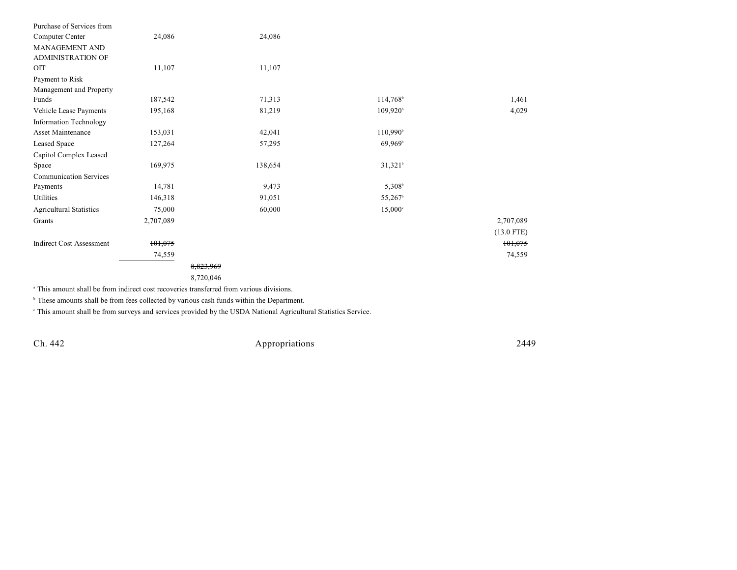| | | | | | |
|---|---|---|---|---|---|
| Purchase of Services from Computer Center | 24,086 | | 24,086 | | |
| MANAGEMENT AND ADMINISTRATION OF OIT | 11,107 | | 11,107 | | |
| Payment to Risk Management and Property Funds | 187,542 | | 71,313 | 114,768[b] | 1,461 |
| Vehicle Lease Payments | 195,168 | | 81,219 | 109,920[b] | 4,029 |
| Information Technology Asset Maintenance | 153,031 | | 42,041 | 110,990[b] | |
| Leased Space | 127,264 | | 57,295 | 69,969[b] | |
| Capitol Complex Leased Space | 169,975 | | 138,654 | 31,321[b] | |
| Communication Services Payments | 14,781 | | 9,473 | 5,308[b] | |
| Utilities | 146,318 | | 91,051 | 55,267[b] | |
| Agricultural Statistics | 75,000 | | 60,000 | 15,000[c] | |
| Grants | 2,707,089 | | | | 2,707,089 (13.0 FTE) |
| Indirect Cost Assessment | ~~101,075~~ 74,559 | | | | ~~101,075~~ 74,559 |
| | | ~~8,823,969~~ 8,720,046 | | | |

[a] This amount shall be from indirect cost recoveries transferred from various divisions.

[b] These amounts shall be from fees collected by various cash funds within the Department.

[c] This amount shall be from surveys and services provided by the USDA National Agricultural Statistics Service.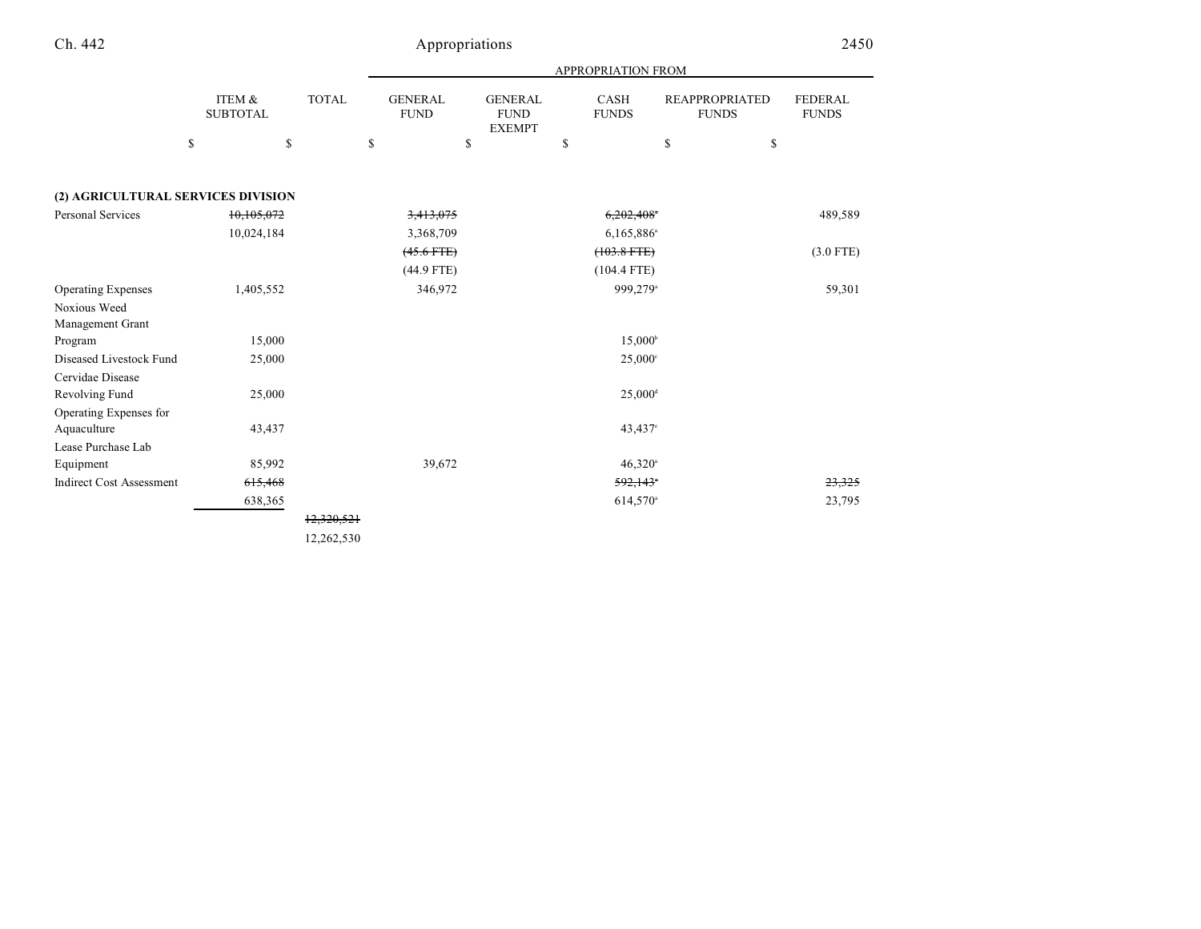| | ITEM & SUBTOTAL | TOTAL | GENERAL FUND | GENERAL FUND EXEMPT | CASH FUNDS | REAPPROPRIATED FUNDS | FEDERAL FUNDS |
|---|---|---|---|---|---|---|---|
| | $ | $ | $ | $ | $ | $ | $ |
| **(2) AGRICULTURAL SERVICES DIVISION** | | | | | | | |
| Personal Services | ~~10,105,072~~ | | ~~3,413,075~~ | | ~~6,202,408~~[a] | | 489,589 |
| | 10,024,184 | | 3,368,709 | | 6,165,886[a] | | |
| | | | ~~(45.6 FTE)~~ | | ~~(103.8 FTE)~~ | | (3.0 FTE) |
| | | | (44.9 FTE) | | (104.4 FTE) | | |
| Operating Expenses | 1,405,552 | | 346,972 | | 999,279[a] | | 59,301 |
| Noxious Weed Management Grant Program | 15,000 | | | | 15,000[b] | | |
| Diseased Livestock Fund | 25,000 | | | | 25,000[c] | | |
| Cervidae Disease Revolving Fund | 25,000 | | | | 25,000[d] | | |
| Operating Expenses for Aquaculture | 43,437 | | | | 43,437[e] | | |
| Lease Purchase Lab Equipment | 85,992 | | 39,672 | | 46,320[a] | | |
| Indirect Cost Assessment | ~~615,468~~ | | | | ~~592,143~~[a] | | ~~23,325~~ |
| | 638,365 | | | | 614,570[a] | | 23,795 |
| | | ~~12,320,521~~ | | | | | |
| | | 12,262,530 | | | | | |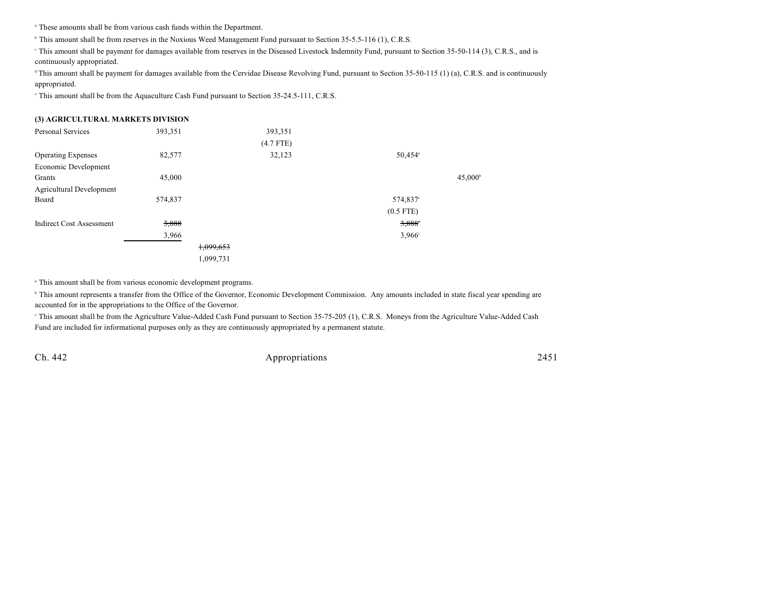[a] These amounts shall be from various cash funds within the Department.

[b] This amount shall be from reserves in the Noxious Weed Management Fund pursuant to Section 35-5.5-116 (1), C.R.S.

[c] This amount shall be payment for damages available from reserves in the Diseased Livestock Indemnity Fund, pursuant to Section 35-50-114 (3), C.R.S., and is continuously appropriated.

[d] This amount shall be payment for damages available from the Cervidae Disease Revolving Fund, pursuant to Section 35-50-115 (1) (a), C.R.S. and is continuously appropriated.

[e] This amount shall be from the Aquaculture Cash Fund pursuant to Section 35-24.5-111, C.R.S.

**(3) AGRICULTURAL MARKETS DIVISION**

| | | | | | |
|---|---|---|---|---|---|
| Personal Services | 393,351 | | 393,351 (4.7 FTE) | | |
| Operating Expenses | 82,577 | | 32,123 | 50,454[a] | |
| Economic Development Grants | 45,000 | | | | 45,000[b] |
| Agricultural Development Board | 574,837 | | | 574,837[c] (0.5 FTE) | |
| Indirect Cost Assessment | ~~3,888~~ 3,966 | | | ~~3,888~~[c] 3,966[c] | |
| | | ~~1,099,653~~ 1,099,731 | | | |

[a] This amount shall be from various economic development programs.

[b] This amount represents a transfer from the Office of the Governor, Economic Development Commission. Any amounts included in state fiscal year spending are accounted for in the appropriations to the Office of the Governor.

[c] This amount shall be from the Agriculture Value-Added Cash Fund pursuant to Section 35-75-205 (1), C.R.S. Moneys from the Agriculture Value-Added Cash Fund are included for informational purposes only as they are continuously appropriated by a permanent statute.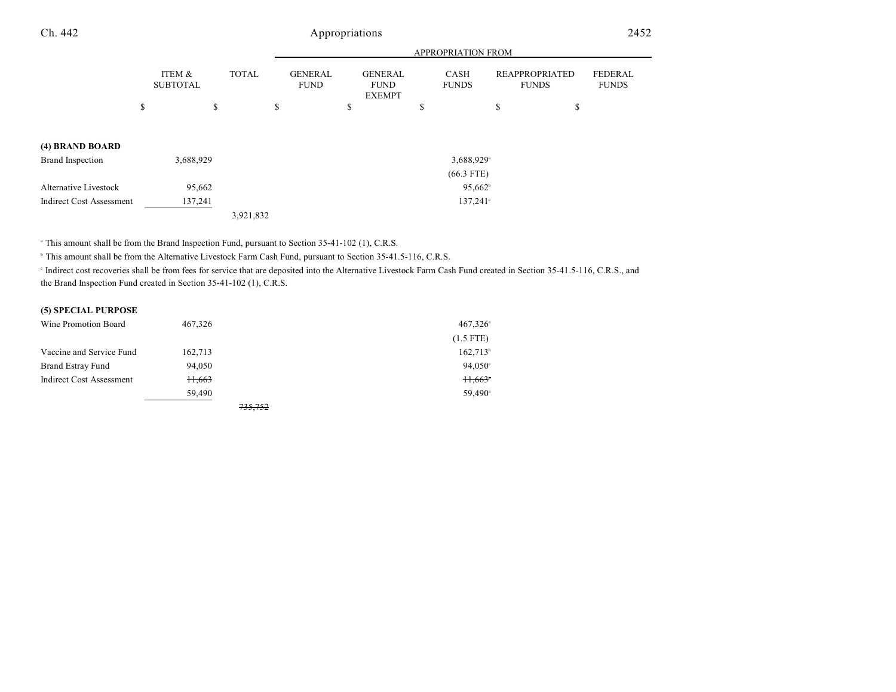| | ITEM & SUBTOTAL | TOTAL | GENERAL FUND | GENERAL FUND EXEMPT | CASH FUNDS | REAPPROPRIATED FUNDS | FEDERAL FUNDS |
|---|---|---|---|---|---|---|---|
| | | | APPROPRIATION FROM | | | | |
| | $ | $ | $ | $ | $ | $ | $ |
| **(4) BRAND BOARD** | | | | | | | |
| Brand Inspection | 3,688,929 | | | | 3,688,929[a] | | |
| | | | | | (66.3 FTE) | | |
| Alternative Livestock | 95,662 | | | | 95,662[b] | | |
| Indirect Cost Assessment | 137,241 | | | | 137,241[c] | | |
| | | 3,921,832 | | | | | |

[a] This amount shall be from the Brand Inspection Fund, pursuant to Section 35-41-102 (1), C.R.S.

[b] This amount shall be from the Alternative Livestock Farm Cash Fund, pursuant to Section 35-41.5-116, C.R.S.

[c] Indirect cost recoveries shall be from fees for service that are deposited into the Alternative Livestock Farm Cash Fund created in Section 35-41.5-116, C.R.S., and the Brand Inspection Fund created in Section 35-41-102 (1), C.R.S.

| | ITEM & SUBTOTAL | TOTAL | GENERAL FUND | GENERAL FUND EXEMPT | CASH FUNDS | REAPPROPRIATED FUNDS | FEDERAL FUNDS |
|---|---|---|---|---|---|---|---|
| **(5) SPECIAL PURPOSE** | | | | | | | |
| Wine Promotion Board | 467,326 | | | | 467,326[a] | | |
| | | | | | (1.5 FTE) | | |
| Vaccine and Service Fund | 162,713 | | | | 162,713[b] | | |
| Brand Estray Fund | 94,050 | | | | 94,050[c] | | |
| Indirect Cost Assessment | ~~11,663~~ | | | | ~~11,663~~[a] | | |
| | 59,490 | | | | 59,490[a] | | |
| | | ~~735,752~~ | | | | | |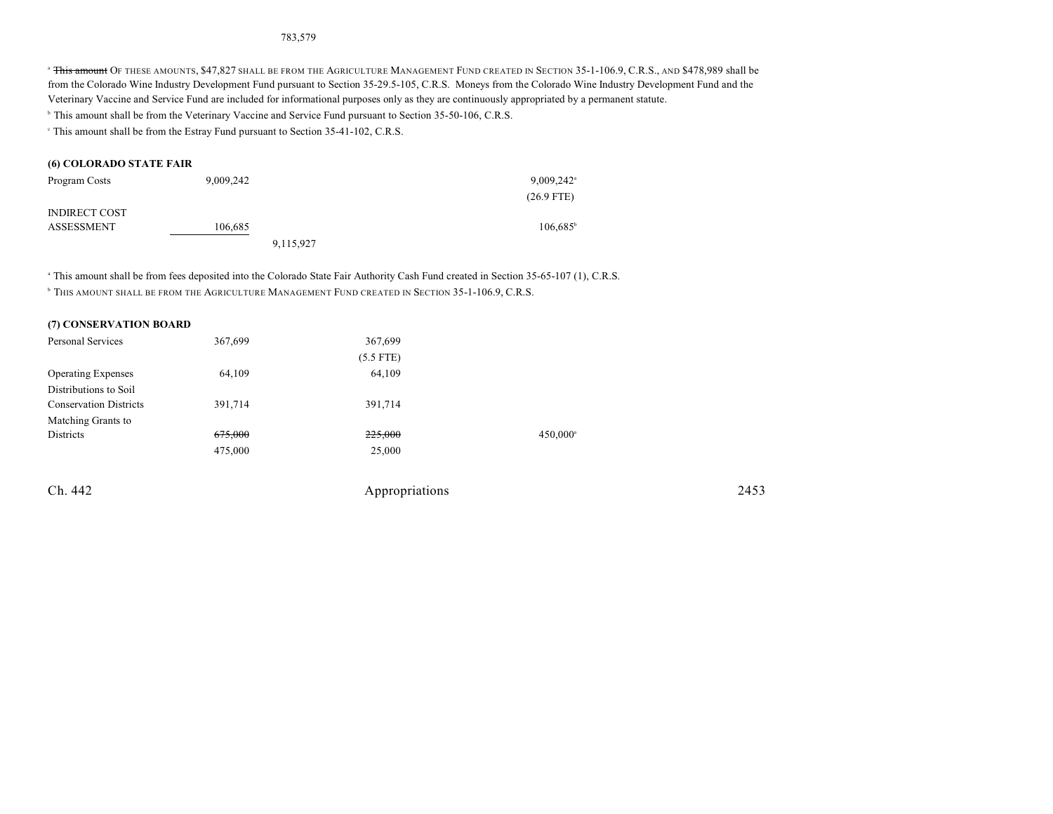783,579

[a] ~~This amount~~ OF THESE AMOUNTS, $47,827 SHALL BE FROM THE AGRICULTURE MANAGEMENT FUND CREATED IN SECTION 35-1-106.9, C.R.S., AND $478,989 shall be from the Colorado Wine Industry Development Fund pursuant to Section 35-29.5-105, C.R.S. Moneys from the Colorado Wine Industry Development Fund and the Veterinary Vaccine and Service Fund are included for informational purposes only as they are continuously appropriated by a permanent statute.

[b] This amount shall be from the Veterinary Vaccine and Service Fund pursuant to Section 35-50-106, C.R.S.

[c] This amount shall be from the Estray Fund pursuant to Section 35-41-102, C.R.S.

**(6) COLORADO STATE FAIR**

| | | | | |
|---|---|---|---|---|
| Program Costs | 9,009,242 | | | 9,009,242[a] |
| | | | | (26.9 FTE) |
| INDIRECT COST ASSESSMENT | 106,685 | | | 106,685[b] |
| | | 9,115,927 | | |

[a] This amount shall be from fees deposited into the Colorado State Fair Authority Cash Fund created in Section 35-65-107 (1), C.R.S.

[b] THIS AMOUNT SHALL BE FROM THE AGRICULTURE MANAGEMENT FUND CREATED IN SECTION 35-1-106.9, C.R.S.

**(7) CONSERVATION BOARD**

| | | | |
|---|---|---|---|
| Personal Services | 367,699 | 367,699 | |
| | | (5.5 FTE) | |
| Operating Expenses | 64,109 | 64,109 | |
| Distributions to Soil Conservation Districts | 391,714 | 391,714 | |
| Matching Grants to Districts | ~~675,000~~ | ~~225,000~~ | 450,000[a] |
| | 475,000 | 25,000 | |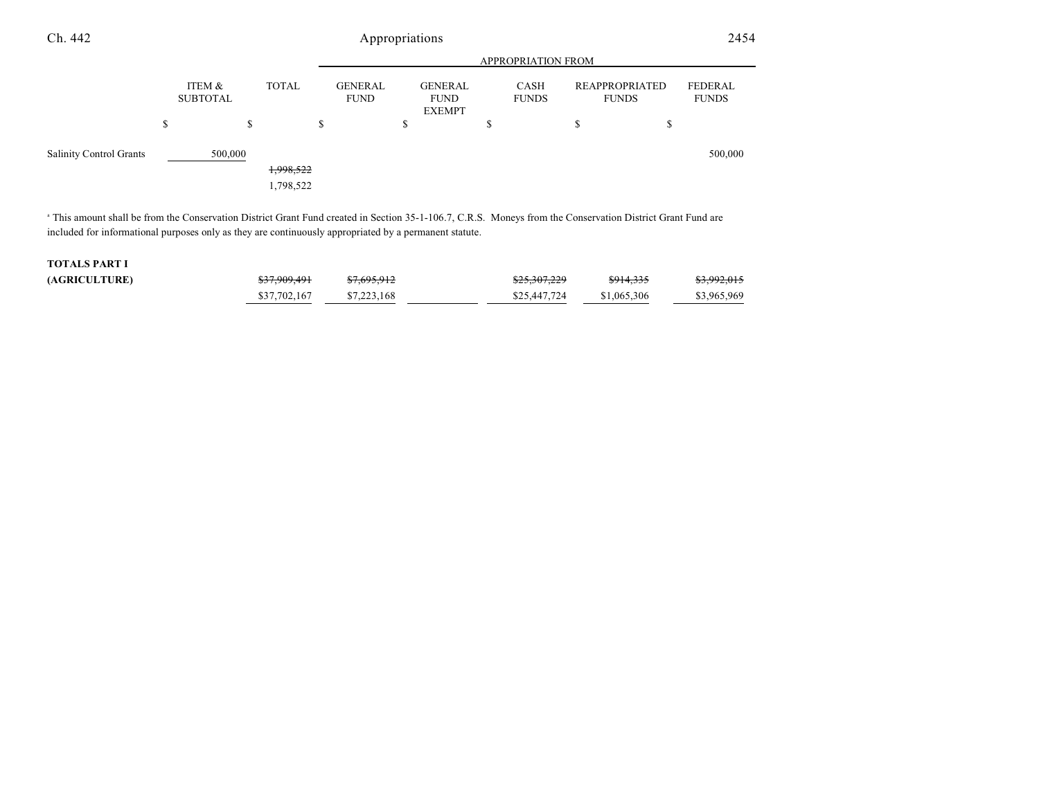| | ITEM & SUBTOTAL | TOTAL | GENERAL FUND | GENERAL FUND EXEMPT | CASH FUNDS | REAPPROPRIATED FUNDS | FEDERAL FUNDS |
|---|---|---|---|---|---|---|---|
| | | | APPROPRIATION FROM | | | | |
| | $ | $ | $ | $ | $ | $ | $ |
| Salinity Control Grants | 500,000 | | | | | | 500,000 |
| | | ~~1,998,522~~ | | | | | |
| | | 1,798,522 | | | | | |

[a] This amount shall be from the Conservation District Grant Fund created in Section 35-1-106.7, C.R.S. Moneys from the Conservation District Grant Fund are included for informational purposes only as they are continuously appropriated by a permanent statute.

| | ITEM & SUBTOTAL | TOTAL | GENERAL FUND | GENERAL FUND EXEMPT | CASH FUNDS | REAPPROPRIATED FUNDS | FEDERAL FUNDS |
|---|---|---|---|---|---|---|---|
| **TOTALS PART I** | | | | | | | |
| **(AGRICULTURE)** | | ~~$37,909,491~~ | ~~$7,695,912~~ | | ~~$25,307,229~~ | ~~$914,335~~ | ~~$3,992,015~~ |
| | | $37,702,167 | $7,223,168 | | $25,447,724 | $1,065,306 | $3,965,969 |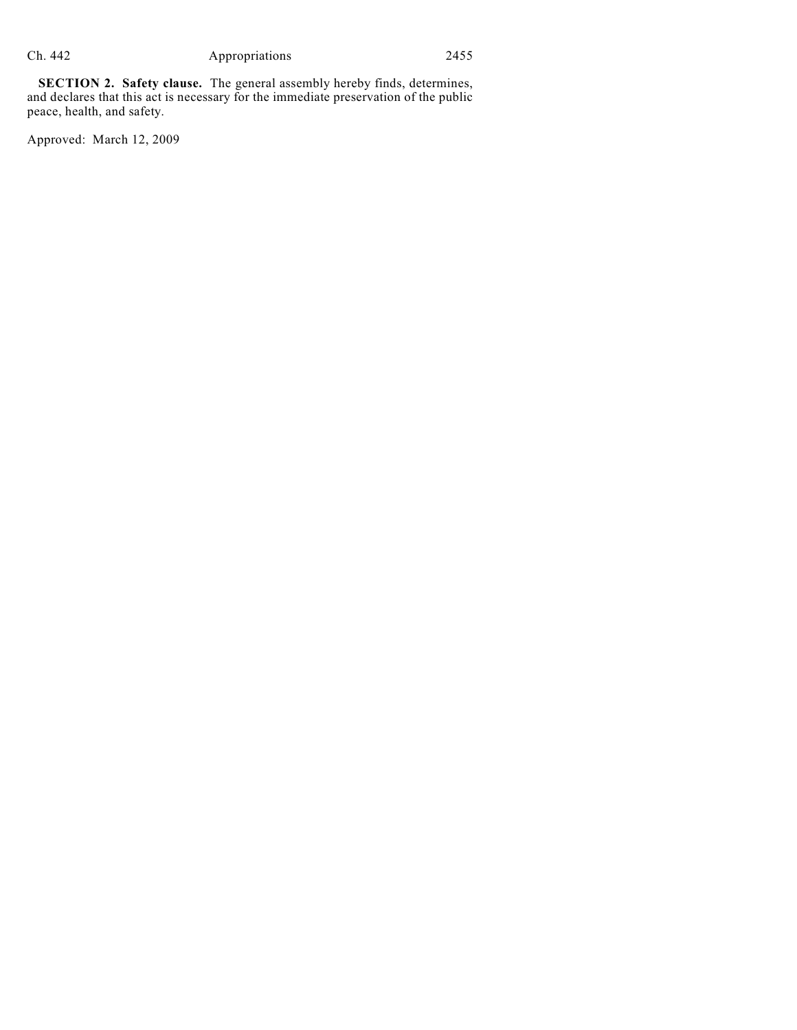**SECTION 2. Safety clause.** The general assembly hereby finds, determines, and declares that this act is necessary for the immediate preservation of the public peace, health, and safety.

Approved: March 12, 2009